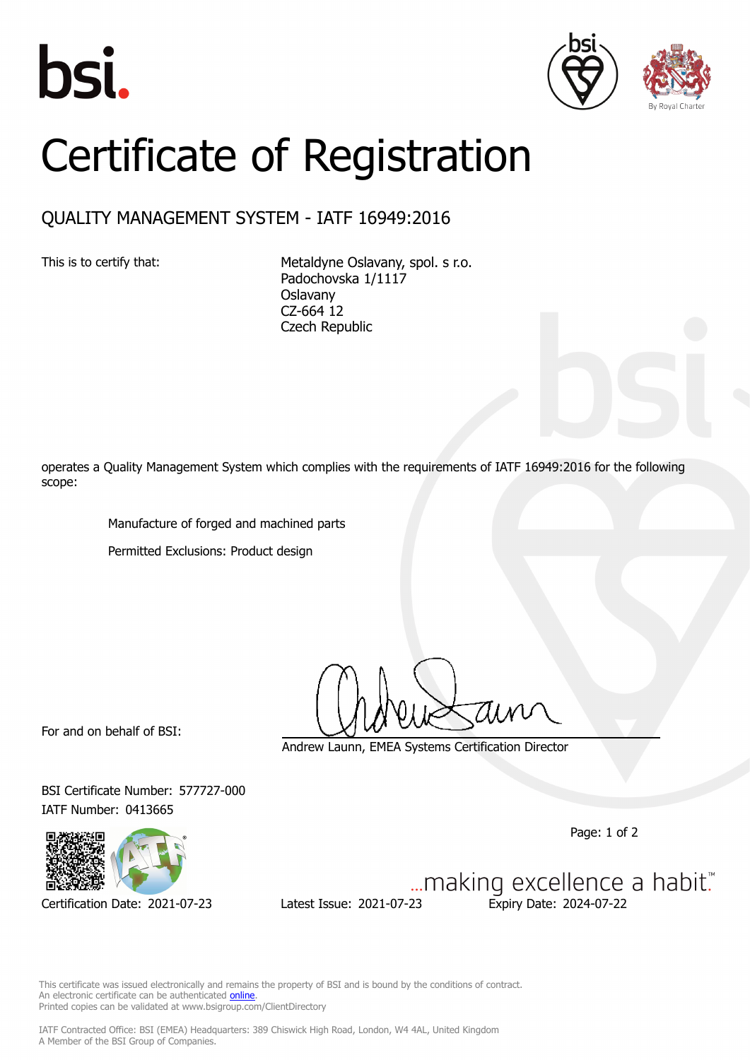# Certificate of Registration

## QUALITY MANAGEMENT SYSTEM - IATF 16949:2016

This is to certify that:

Metaldyne Oslavany, spol. s r.o.
Padochovska 1/1117
Oslavany
CZ-664 12
Czech Republic

operates a Quality Management System which complies with the requirements of IATF 16949:2016 for the following scope:

Manufacture of forged and machined parts

Permitted Exclusions: Product design

For and on behalf of BSI:

Andrew Launn, EMEA Systems Certification Director

BSI Certificate Number: 577727-000
IATF Number: 0413665

Certification Date: 2021-07-23 Latest Issue: 2021-07-23 Expiry Date: 2024-07-22

...making excellence a habit.™

This certificate was issued electronically and remains the property of BSI and is bound by the conditions of contract.
An electronic certificate can be authenticated online.
Printed copies can be validated at www.bsigroup.com/ClientDirectory

IATF Contracted Office: BSI (EMEA) Headquarters: 389 Chiswick High Road, London, W4 4AL, United Kingdom
A Member of the BSI Group of Companies.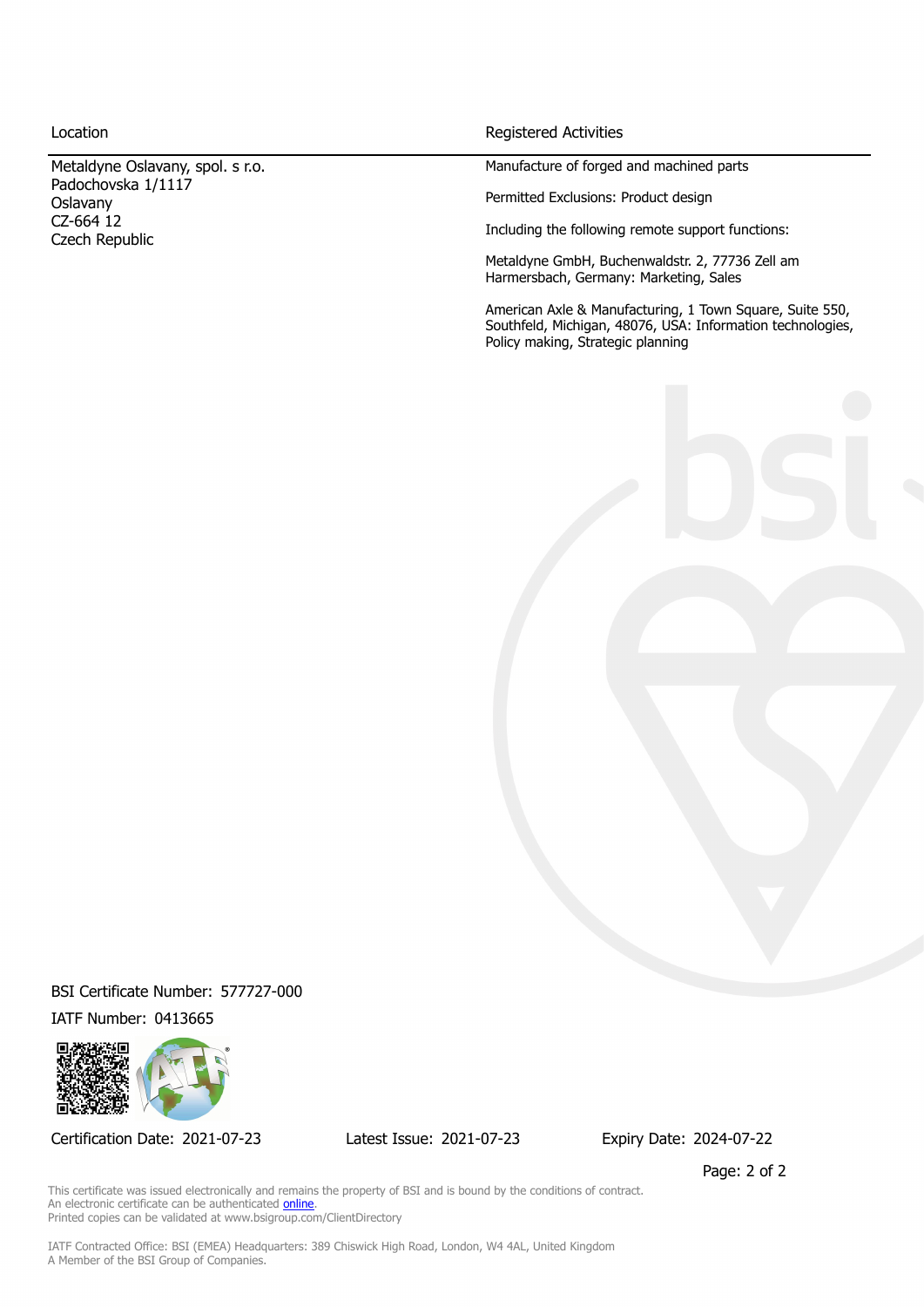| Location | Registered Activities |
| --- | --- |
| Metaldyne Oslavany, spol. s r.o.<br>Padochovska 1/1117<br>Oslavany<br>CZ-664 12<br>Czech Republic | Manufacture of forged and machined parts<br><br>Permitted Exclusions: Product design<br><br>Including the following remote support functions:<br><br>Metaldyne GmbH, Buchenwaldstr. 2, 77736 Zell am Harmersbach, Germany: Marketing, Sales<br><br>American Axle & Manufacturing, 1 Town Square, Suite 550, Southfeld, Michigan, 48076, USA: Information technologies, Policy making, Strategic planning |

BSI Certificate Number: 577727-000

IATF Number: 0413665

Certification Date: 2021-07-23 Latest Issue: 2021-07-23 Expiry Date: 2024-07-22

This certificate was issued electronically and remains the property of BSI and is bound by the conditions of contract.
An electronic certificate can be authenticated online.
Printed copies can be validated at www.bsigroup.com/ClientDirectory

IATF Contracted Office: BSI (EMEA) Headquarters: 389 Chiswick High Road, London, W4 4AL, United Kingdom
A Member of the BSI Group of Companies.